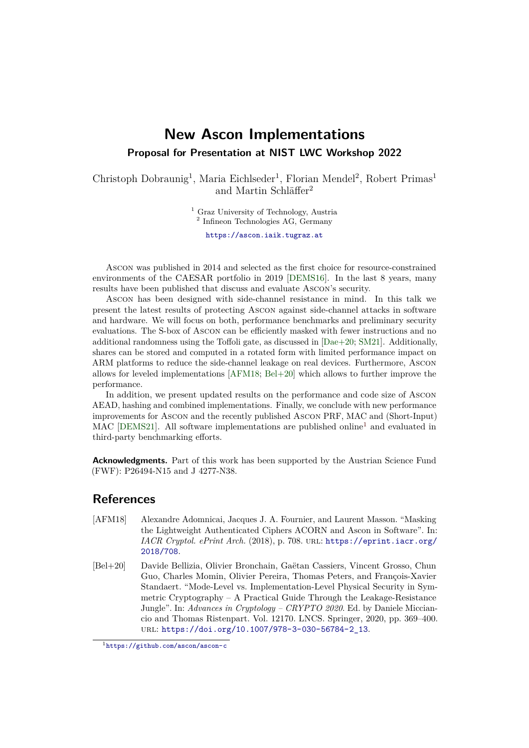# New Ascon Implementations

## Proposal for Presentation at NIST LWC Workshop 2022

Christoph Dobraunig[1], Maria Eichlseder[1], Florian Mendel[2], Robert Primas[1] and Martin Schläffer[2]

[1] Graz University of Technology, Austria
[2] Infineon Technologies AG, Germany

https://ascon.iaik.tugraz.at

Ascon was published in 2014 and selected as the first choice for resource-constrained environments of the CAESAR portfolio in 2019 [DEMS16]. In the last 8 years, many results have been published that discuss and evaluate Ascon's security.

Ascon has been designed with side-channel resistance in mind. In this talk we present the latest results of protecting Ascon against side-channel attacks in software and hardware. We will focus on both, performance benchmarks and preliminary security evaluations. The S-box of Ascon can be efficiently masked with fewer instructions and no additional randomness using the Toffoli gate, as discussed in [Dae+20; SM21]. Additionally, shares can be stored and computed in a rotated form with limited performance impact on ARM platforms to reduce the side-channel leakage on real devices. Furthermore, Ascon allows for leveled implementations [AFM18; Bel+20] which allows to further improve the performance.

In addition, we present updated results on the performance and code size of Ascon AEAD, hashing and combined implementations. Finally, we conclude with new performance improvements for Ascon and the recently published Ascon PRF, MAC and (Short-Input) MAC [DEMS21]. All software implementations are published online[1] and evaluated in third-party benchmarking efforts.

**Acknowledgments.** Part of this work has been supported by the Austrian Science Fund (FWF): P26494-N15 and J 4277-N38.

## References

[AFM18] Alexandre Adomnicai, Jacques J. A. Fournier, and Laurent Masson. "Masking the Lightweight Authenticated Ciphers ACORN and Ascon in Software". In: *IACR Cryptol. ePrint Arch.* (2018), p. 708. URL: https://eprint.iacr.org/2018/708.

[Bel+20] Davide Bellizia, Olivier Bronchain, Gaëtan Cassiers, Vincent Grosso, Chun Guo, Charles Momin, Olivier Pereira, Thomas Peters, and François-Xavier Standaert. "Mode-Level vs. Implementation-Level Physical Security in Symmetric Cryptography – A Practical Guide Through the Leakage-Resistance Jungle". In: *Advances in Cryptology – CRYPTO 2020*. Ed. by Daniele Micciancio and Thomas Ristenpart. Vol. 12170. LNCS. Springer, 2020, pp. 369–400. URL: https://doi.org/10.1007/978-3-030-56784-2_13.

[1] https://github.com/ascon/ascon-c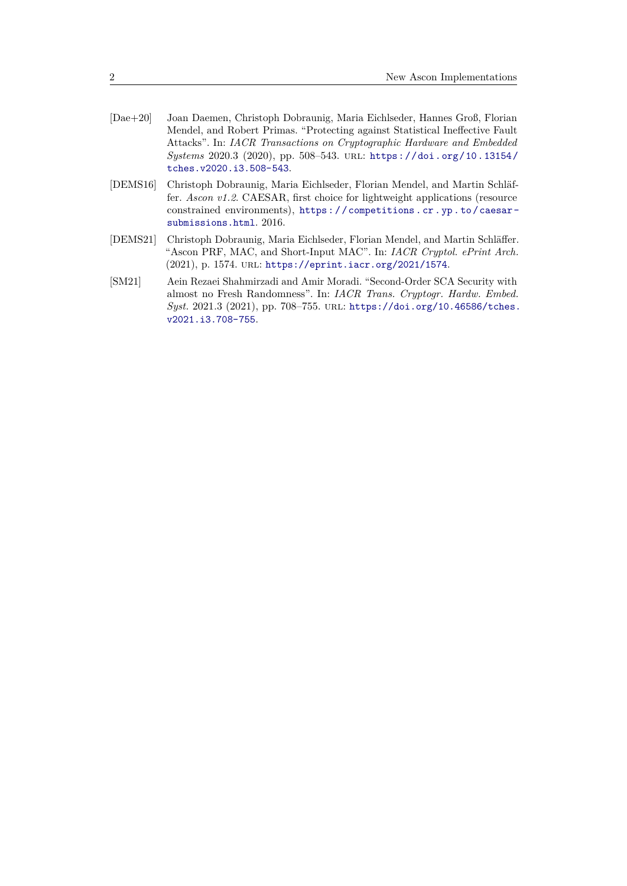[Dae+20] Joan Daemen, Christoph Dobraunig, Maria Eichlseder, Hannes Groß, Florian Mendel, and Robert Primas. "Protecting against Statistical Ineffective Fault Attacks". In: *IACR Transactions on Cryptographic Hardware and Embedded Systems* 2020.3 (2020), pp. 508–543. URL: https://doi.org/10.13154/tches.v2020.i3.508-543.

[DEMS16] Christoph Dobraunig, Maria Eichlseder, Florian Mendel, and Martin Schläffer. *Ascon v1.2*. CAESAR, first choice for lightweight applications (resource constrained environments), https://competitions.cr.yp.to/caesar-submissions.html. 2016.

[DEMS21] Christoph Dobraunig, Maria Eichlseder, Florian Mendel, and Martin Schläffer. "Ascon PRF, MAC, and Short-Input MAC". In: *IACR Cryptol. ePrint Arch.* (2021), p. 1574. URL: https://eprint.iacr.org/2021/1574.

[SM21] Aein Rezaei Shahmirzadi and Amir Moradi. "Second-Order SCA Security with almost no Fresh Randomness". In: *IACR Trans. Cryptogr. Hardw. Embed. Syst.* 2021.3 (2021), pp. 708–755. URL: https://doi.org/10.46586/tches.v2021.i3.708-755.